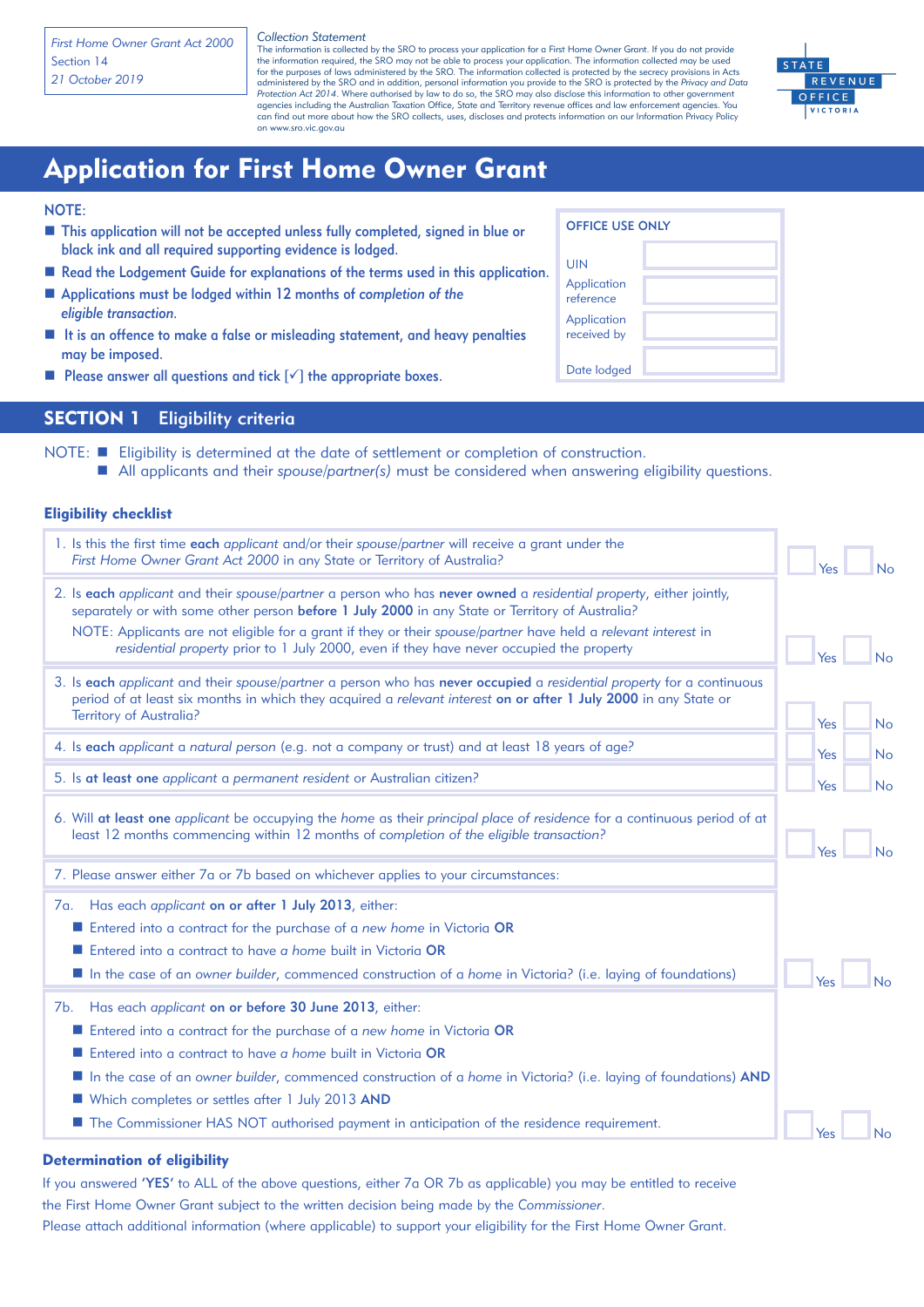*First Home Owner Grant Act 2000*
Section 14
*21 October 2019*

*Collection Statement*
The information is collected by the SRO to process your application for a First Home Owner Grant. If you do not provide the information required, the SRO may not be able to process your application. The information collected may be used for the purposes of laws administered by the SRO. The information collected is protected by the secrecy provisions in Acts administered by the SRO and in addition, personal information you provide to the SRO is protected by the *Privacy and Data Protection Act 2014*. Where authorised by law to do so, the SRO may also disclose this information to other government agencies including the Australian Taxation Office, State and Territory revenue offices and law enforcement agencies. You can find out more about how the SRO collects, uses, discloses and protects information on our Information Privacy Policy on www.sro.vic.gov.au

STATE REVENUE OFFICE VICTORIA

# Application for First Home Owner Grant

**NOTE:**

- This application will not be accepted unless fully completed, signed in blue or black ink and all required supporting evidence is lodged.
- Read the Lodgement Guide for explanations of the terms used in this application.
- Applications must be lodged within 12 months of *completion of the eligible transaction*.
- It is an offence to make a false or misleading statement, and heavy penalties may be imposed.
- Please answer all questions and tick [✓] the appropriate boxes.

| OFFICE USE ONLY | |
|---|---|
| UIN | |
| Application reference | |
| Application received by | |
| Date lodged | |

## SECTION 1 Eligibility criteria

NOTE:
- Eligibility is determined at the date of settlement or completion of construction.
- All applicants and their *spouse/partner(s)* must be considered when answering eligibility questions.

### Eligibility checklist

1. Is this the first time **each** *applicant* and/or their *spouse/partner* will receive a grant under the *First Home Owner Grant Act 2000* in any State or Territory of Australia? ☐ Yes ☐ No

2. Is **each** *applicant* and their *spouse/partner* a person who has **never owned** a *residential property*, either jointly, separately or with some other person **before 1 July 2000** in any State or Territory of Australia?
   NOTE: Applicants are not eligible for a grant if they or their *spouse/partner* have held a *relevant interest* in *residential property* prior to 1 July 2000, even if they have never occupied the property ☐ Yes ☐ No

3. Is **each** *applicant* and their *spouse/partner* a person who has **never occupied** a *residential property* for a continuous period of at least six months in which they acquired a *relevant interest* **on or after 1 July 2000** in any State or Territory of Australia? ☐ Yes ☐ No

4. Is **each** *applicant* a *natural person* (e.g. not a company or trust) and at least 18 years of age? ☐ Yes ☐ No

5. Is **at least one** *applicant* a *permanent resident* or Australian citizen? ☐ Yes ☐ No

6. Will **at least one** *applicant* be occupying the *home* as their *principal place of residence* for a continuous period of at least 12 months commencing within 12 months of *completion of the eligible transaction?* ☐ Yes ☐ No

7. Please answer either 7a or 7b based on whichever applies to your circumstances:

7a. Has each *applicant* **on or after 1 July 2013**, either:
- Entered into a contract for the purchase of a *new home* in Victoria **OR**
- Entered into a contract to have *a home* built in Victoria **OR**
- In the case of an *owner builder*, commenced construction of a *home* in Victoria? (i.e. laying of foundations)

☐ Yes ☐ No

7b. Has each *applicant* **on or before 30 June 2013**, either:
- Entered into a contract for the purchase of a *new home* in Victoria **OR**
- Entered into a contract to have *a home* built in Victoria **OR**
- In the case of an *owner builder*, commenced construction of a *home* in Victoria? (i.e. laying of foundations) **AND**
- Which completes or settles after 1 July 2013 **AND**
- The Commissioner HAS NOT authorised payment in anticipation of the residence requirement.

☐ Yes ☐ No

### Determination of eligibility

If you answered **'YES'** to ALL of the above questions, either 7a OR 7b as applicable) you may be entitled to receive the First Home Owner Grant subject to the written decision being made by the *Commissioner*.
Please attach additional information (where applicable) to support your eligibility for the First Home Owner Grant.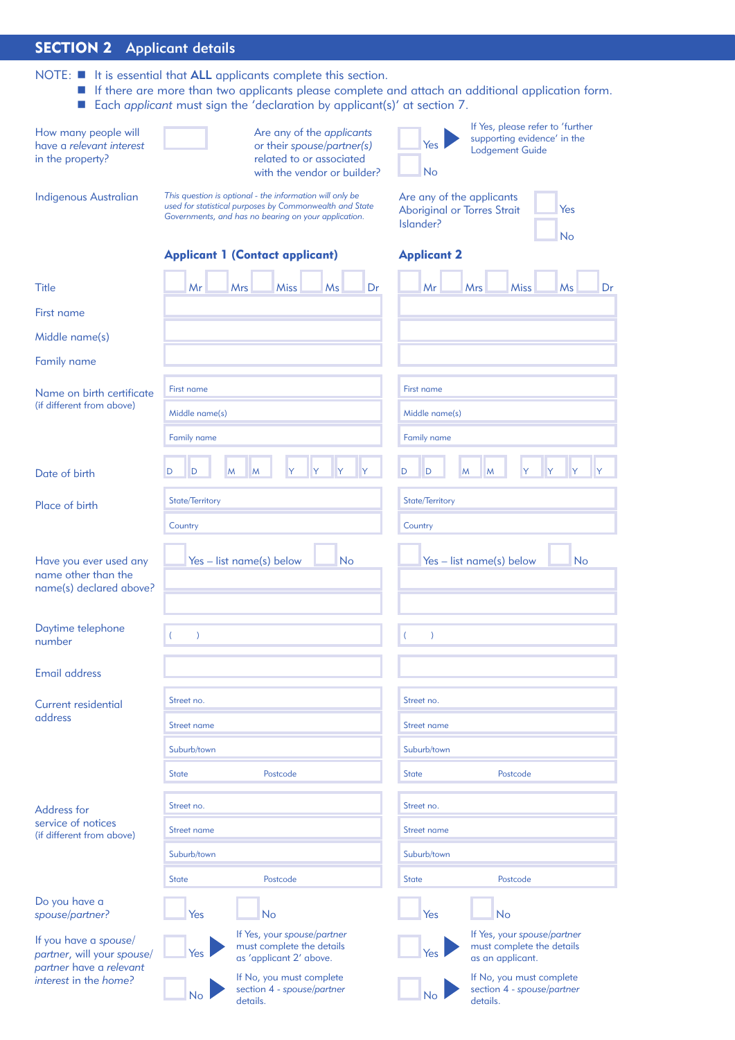## SECTION 2 Applicant details

NOTE:
- It is essential that **ALL** applicants complete this section.
- If there are more than two applicants please complete and attach an additional application form.
- Each *applicant* must sign the 'declaration by applicant(s)' at section 7.

How many people will have a *relevant interest* in the property? ☐

Are any of the *applicants* or their *spouse/partner(s)* related to or associated with the vendor or builder? ☐ Yes ▶ If Yes, please refer to 'further supporting evidence' in the Lodgement Guide ☐ No

Indigenous Australian

*This question is optional - the information will only be used for statistical purposes by Commonwealth and State Governments, and has no bearing on your application.*

Are any of the applicants Aboriginal or Torres Strait Islander? ☐ Yes ☐ No

| | **Applicant 1 (Contact applicant)** | **Applicant 2** |
|---|---|---|
| Title | ☐ Mr ☐ Mrs ☐ Miss ☐ Ms ☐ Dr | ☐ Mr ☐ Mrs ☐ Miss ☐ Ms ☐ Dr |
| First name | | |
| Middle name(s) | | |
| Family name | | |
| Name on birth certificate (if different from above) | First name<br>Middle name(s)<br>Family name | First name<br>Middle name(s)<br>Family name |
| Date of birth | D D / M M / Y Y Y Y | D D / M M / Y Y Y Y |
| Place of birth | State/Territory<br>Country | State/Territory<br>Country |
| Have you ever used any name other than the name(s) declared above? | ☐ Yes – list name(s) below ☐ No | ☐ Yes – list name(s) below ☐ No |
| Daytime telephone number | (   ) | (   ) |
| Email address | | |
| Current residential address | Street no.<br>Street name<br>Suburb/town<br>State Postcode | Street no.<br>Street name<br>Suburb/town<br>State Postcode |
| Address for service of notices (if different from above) | Street no.<br>Street name<br>Suburb/town<br>State Postcode | Street no.<br>Street name<br>Suburb/town<br>State Postcode |
| Do you have a *spouse/partner*? | ☐ Yes ☐ No | ☐ Yes ☐ No |
| If you have a *spouse/partner*, will your *spouse/partner* have a *relevant interest* in the *home*? | ☐ Yes ▶ If Yes, your *spouse/partner* must complete the details as 'applicant 2' above.<br>☐ No ▶ If No, you must complete section 4 - *spouse/partner* details. | ☐ Yes ▶ If Yes, your *spouse/partner* must complete the details as an applicant.<br>☐ No ▶ If No, you must complete section 4 - *spouse/partner* details. |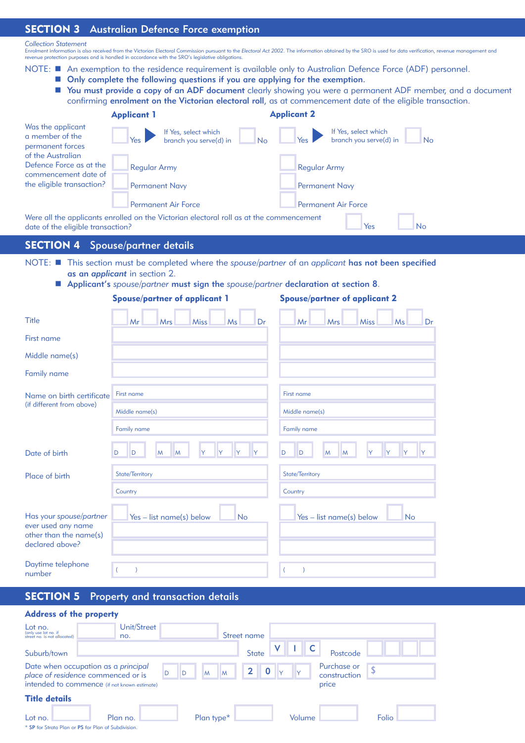## SECTION 3 Australian Defence Force exemption

*Collection Statement*
Enrolment information is also received from the Victorian Electoral Commission pursuant to the *Electoral Act 2002*. The information obtained by the SRO is used for data verification, revenue management and revenue protection purposes and is handled in accordance with the SRO's legislative obligations.

NOTE:
- An exemption to the residence requirement is available only to Australian Defence Force (ADF) personnel.
- **Only complete the following questions if you are applying for the exemption.**
- **You must provide a copy of an ADF document** clearly showing you were a permanent ADF member, and a document confirming **enrolment on the Victorian electoral roll**, as at commencement date of the eligible transaction.

| | Applicant 1 | Applicant 2 |
|---|---|---|
| Was the applicant a member of the permanent forces of the Australian Defence Force as at the commencement date of the eligible transaction? | ☐ Yes ▶ If Yes, select which branch you serve(d) in ☐ No | ☐ Yes ▶ If Yes, select which branch you serve(d) in ☐ No |
| | ☐ Regular Army | ☐ Regular Army |
| | ☐ Permanent Navy | ☐ Permanent Navy |
| | ☐ Permanent Air Force | ☐ Permanent Air Force |

Were all the applicants enrolled on the Victorian electoral roll as at the commencement date of the eligible transaction? ☐ Yes ☐ No

## SECTION 4 Spouse/partner details

NOTE:
- This section must be completed where the *spouse/partner* of an *applicant* **has not been specified as an** ***applicant*** in section 2.
- **Applicant's** *spouse/partner* **must sign the** *spouse/partner* **declaration at section 8.**

| | Spouse/partner of applicant 1 | Spouse/partner of applicant 2 |
|---|---|---|
| Title | ☐ Mr ☐ Mrs ☐ Miss ☐ Ms ☐ Dr | ☐ Mr ☐ Mrs ☐ Miss ☐ Ms ☐ Dr |
| First name | | |
| Middle name(s) | | |
| Family name | | |
| Name on birth certificate (if different from above) | First name | First name |
| | Middle name(s) | Middle name(s) |
| | Family name | Family name |
| Date of birth | D D M M Y Y Y Y | D D M M Y Y Y Y |
| Place of birth | State/Territory | State/Territory |
| | Country | Country |
| Has your *spouse/partner* ever used any name other than the name(s) declared above? | ☐ Yes – list name(s) below ☐ No | ☐ Yes – list name(s) below ☐ No |
| Daytime telephone number | ( ) | ( ) |

## SECTION 5 Property and transaction details

### Address of the property

Lot no. (only use lot no. if street no. is not allocated) ______ Unit/Street no. ______ Street name ______

Suburb/town ______ State V I C Postcode ______

Date when occupation as a *principal place of residence* commenced or is intended to commence (if not known estimate) D D M M 2 0 Y Y

Purchase or construction price $ ______

### Title details

Lot no. ______ Plan no. ______ Plan type* ______ Volume ______ Folio ______

\* SP for Strata Plan or PS for Plan of Subdivision.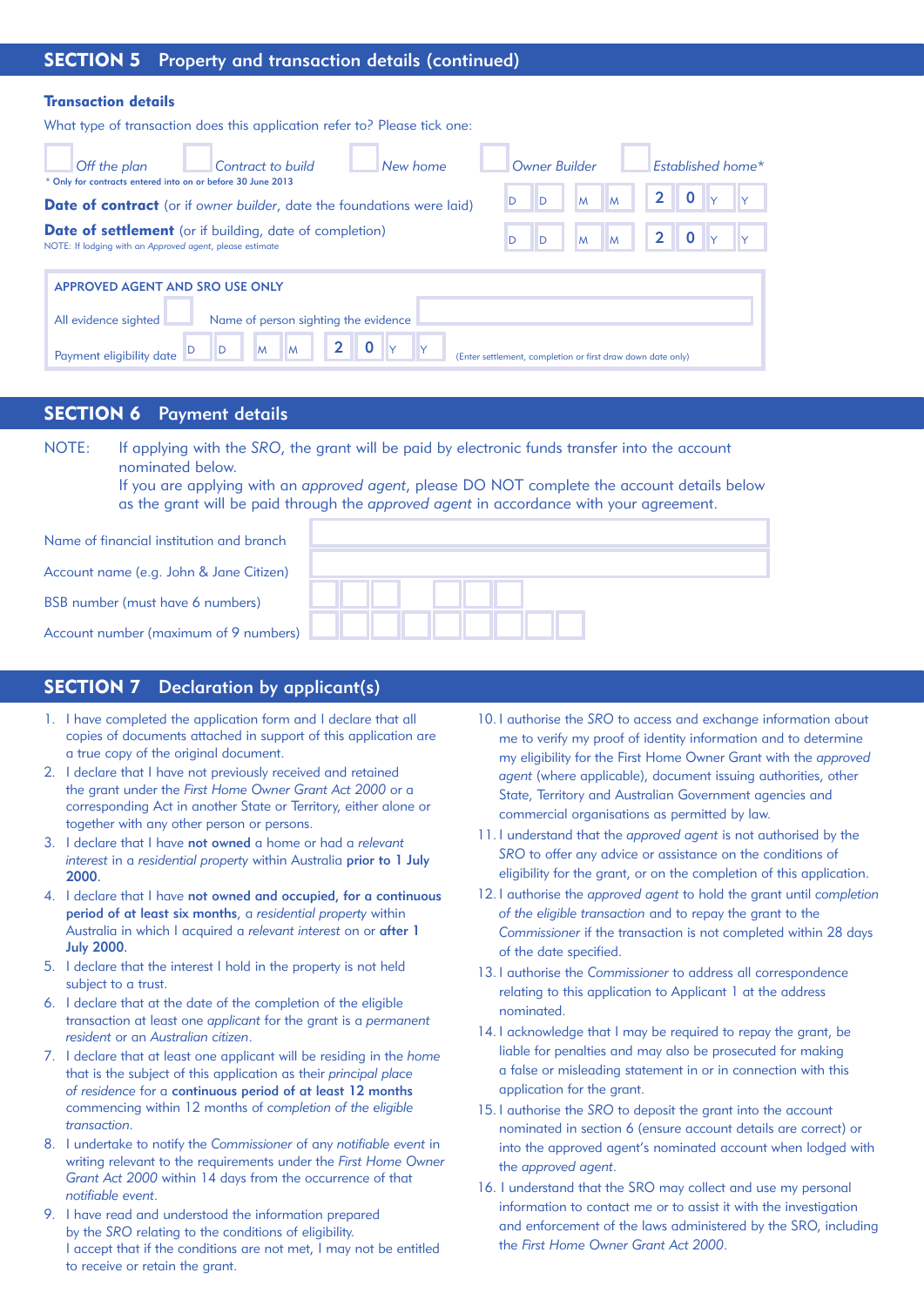## SECTION 5 Property and transaction details (continued)

### Transaction details

What type of transaction does this application refer to? Please tick one:

☐ *Off the plan* ☐ *Contract to build* ☐ *New home* ☐ *Owner Builder* ☐ *Established home\**

\* Only for contracts entered into on or before 30 June 2013

**Date of contract** (or if *owner builder*, date the foundations were laid) D D / M M / 2 0 Y Y

**Date of settlement** (or if building, date of completion) D D / M M / 2 0 Y Y

NOTE: If lodging with an *Approved agent*, please estimate

APPROVED AGENT AND SRO USE ONLY

All evidence sighted ☐ Name of person sighting the evidence ____________

Payment eligibility date D D / M M / 2 0 Y Y (Enter settlement, completion or first draw down date only)

## SECTION 6 Payment details

NOTE: If applying with the *SRO*, the grant will be paid by electronic funds transfer into the account nominated below.
If you are applying with an *approved agent*, please DO NOT complete the account details below as the grant will be paid through the *approved agent* in accordance with your agreement.

Name of financial institution and branch ____________

Account name (e.g. John & Jane Citizen) ____________

BSB number (must have 6 numbers) ☐☐☐ ☐☐☐

Account number (maximum of 9 numbers) ☐☐☐☐☐☐☐☐☐

## SECTION 7 Declaration by applicant(s)

1. I have completed the application form and I declare that all copies of documents attached in support of this application are a true copy of the original document.
2. I declare that I have not previously received and retained the grant under the *First Home Owner Grant Act 2000* or a corresponding Act in another State or Territory, either alone or together with any other person or persons.
3. I declare that I have **not owned** a home or had a *relevant interest* in a *residential property* within Australia **prior to 1 July 2000**.
4. I declare that I have **not owned and occupied, for a continuous period of at least six months**, a *residential property* within Australia in which I acquired a *relevant interest* on or **after 1 July 2000**.
5. I declare that the interest I hold in the property is not held subject to a trust.
6. I declare that at the date of the completion of the eligible transaction at least one *applicant* for the grant is a *permanent resident* or an *Australian citizen*.
7. I declare that at least one applicant will be residing in the *home* that is the subject of this application as their *principal place of residence* for a **continuous period of at least 12 months** commencing within 12 months of *completion of the eligible transaction*.
8. I undertake to notify the *Commissioner* of any *notifiable event* in writing relevant to the requirements under the *First Home Owner Grant Act 2000* within 14 days from the occurrence of that *notifiable event*.
9. I have read and understood the information prepared by the *SRO* relating to the conditions of eligibility.
   I accept that if the conditions are not met, I may not be entitled to receive or retain the grant.
10. I authorise the *SRO* to access and exchange information about me to verify my proof of identity information and to determine my eligibility for the First Home Owner Grant with the *approved agent* (where applicable), document issuing authorities, other State, Territory and Australian Government agencies and commercial organisations as permitted by law.
11. I understand that the *approved agent* is not authorised by the *SRO* to offer any advice or assistance on the conditions of eligibility for the grant, or on the completion of this application.
12. I authorise the *approved agent* to hold the grant until *completion of the eligible transaction* and to repay the grant to the *Commissioner* if the transaction is not completed within 28 days of the date specified.
13. I authorise the *Commissioner* to address all correspondence relating to this application to Applicant 1 at the address nominated.
14. I acknowledge that I may be required to repay the grant, be liable for penalties and may also be prosecuted for making a false or misleading statement in or in connection with this application for the grant.
15. I authorise the *SRO* to deposit the grant into the account nominated in section 6 (ensure account details are correct) or into the approved agent's nominated account when lodged with the *approved agent*.
16. I understand that the SRO may collect and use my personal information to contact me or to assist it with the investigation and enforcement of the laws administered by the SRO, including the *First Home Owner Grant Act 2000*.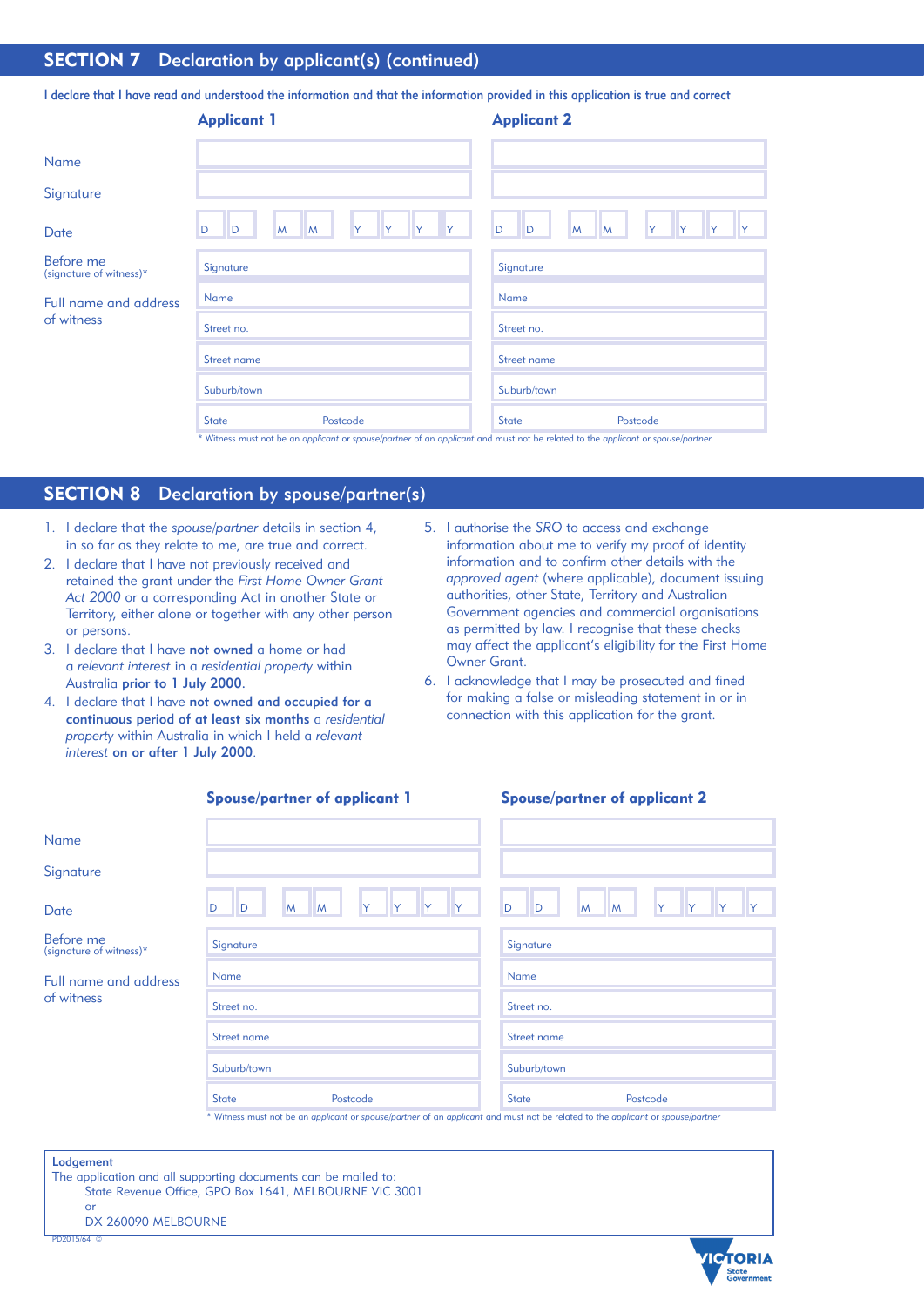## SECTION 7 Declaration by applicant(s) (continued)

I declare that I have read and understood the information and that the information provided in this application is true and correct

| | Applicant 1 | Applicant 2 |
|---|---|---|
| Name | | |
| Signature | | |
| Date | D D M M Y Y Y Y | D D M M Y Y Y Y |
| Before me (signature of witness)* | Signature | Signature |
| Full name and address of witness | Name | Name |
| | Street no. | Street no. |
| | Street name | Street name |
| | Suburb/town | Suburb/town |
| | State Postcode | State Postcode |

\* Witness must not be an *applicant* or *spouse/partner* of an *applicant* and must not be related to the *applicant* or *spouse/partner*

## SECTION 8 Declaration by spouse/partner(s)

1. I declare that the *spouse/partner* details in section 4, in so far as they relate to me, are true and correct.
2. I declare that I have not previously received and retained the grant under the *First Home Owner Grant Act 2000* or a corresponding Act in another State or Territory, either alone or together with any other person or persons.
3. I declare that I have **not owned** a home or had a *relevant interest* in a *residential property* within Australia **prior to 1 July 2000**.
4. I declare that I have **not owned and occupied for a continuous period of at least six months** a *residential property* within Australia in which I held a *relevant interest* **on or after 1 July 2000**.
5. I authorise the *SRO* to access and exchange information about me to verify my proof of identity information and to confirm other details with the *approved agent* (where applicable), document issuing authorities, other State, Territory and Australian Government agencies and commercial organisations as permitted by law. I recognise that these checks may affect the applicant's eligibility for the First Home Owner Grant.
6. I acknowledge that I may be prosecuted and fined for making a false or misleading statement in or in connection with this application for the grant.

| | Spouse/partner of applicant 1 | Spouse/partner of applicant 2 |
|---|---|---|
| Name | | |
| Signature | | |
| Date | D D M M Y Y Y Y | D D M M Y Y Y Y |
| Before me (signature of witness)* | Signature | Signature |
| Full name and address of witness | Name | Name |
| | Street no. | Street no. |
| | Street name | Street name |
| | Suburb/town | Suburb/town |
| | State Postcode | State Postcode |

\* Witness must not be an *applicant* or *spouse/partner* of an *applicant* and must not be related to the *applicant* or *spouse/partner*

**Lodgement**
The application and all supporting documents can be mailed to:
State Revenue Office, GPO Box 1641, MELBOURNE VIC 3001
or
DX 260090 MELBOURNE

PD2015/64 ©

VICTORIA State Government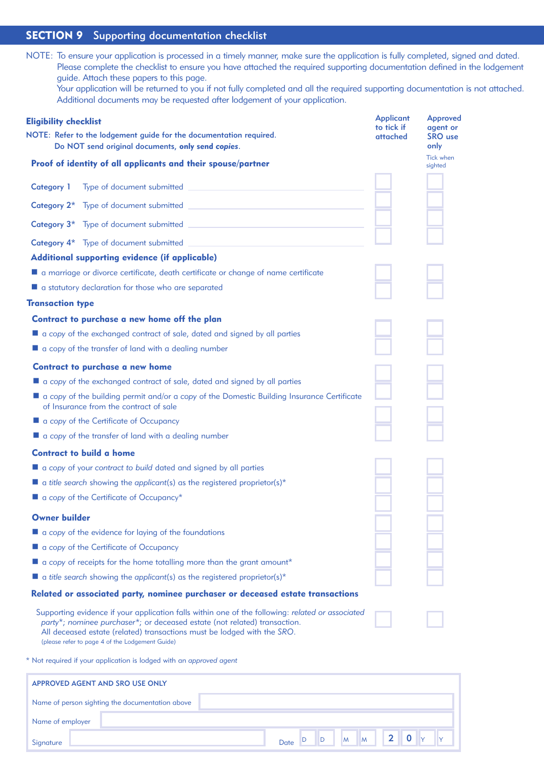## SECTION 9 Supporting documentation checklist

NOTE: To ensure your application is processed in a timely manner, make sure the application is fully completed, signed and dated. Please complete the checklist to ensure you have attached the required supporting documentation defined in the lodgement guide. Attach these papers to this page.
Your application will be returned to you if not fully completed and all the required supporting documentation is not attached. Additional documents may be requested after lodgement of your application.

| Eligibility checklist | Applicant to tick if attached | Approved agent or SRO use only (Tick when sighted) |
|---|---|---|
| NOTE: Refer to the lodgement guide for the documentation required. Do NOT send original documents, **only** send *copies*. | | |
| **Proof of identity of all applicants and their spouse/partner** | | |
| **Category 1** Type of document submitted ______________ | ☐ | ☐ |
| **Category 2*** Type of document submitted ______________ | ☐ | ☐ |
| **Category 3*** Type of document submitted ______________ | ☐ | ☐ |
| **Category 4*** Type of document submitted ______________ | ☐ | ☐ |
| **Additional supporting evidence (if applicable)** | | |
| ■ a marriage or divorce certificate, death certificate or change of name certificate | ☐ | ☐ |
| ■ a statutory declaration for those who are separated | ☐ | ☐ |
| **Transaction type** | | |
| **Contract to purchase a new home off the plan** | | |
| ■ a *copy* of the exchanged contract of sale, dated and signed by all parties | ☐ | ☐ |
| ■ a *copy* of the transfer of land with a dealing number | ☐ | ☐ |
| **Contract to purchase a new home** | | |
| ■ a *copy* of the exchanged contract of sale, dated and signed by all parties | ☐ | ☐ |
| ■ a *copy* of the building permit and/or a *copy* of the Domestic Building Insurance Certificate of Insurance from the contract of sale | ☐ | ☐ |
| ■ a *copy* of the Certificate of Occupancy | ☐ | ☐ |
| ■ a *copy* of the transfer of land with a dealing number | ☐ | ☐ |
| **Contract to build a home** | | |
| ■ a *copy* of your *contract to build* dated and signed by all parties | ☐ | ☐ |
| ■ a *title search* showing the *applicant*(s) as the registered proprietor(s)* | ☐ | ☐ |
| ■ a *copy* of the Certificate of Occupancy* | ☐ | ☐ |
| **Owner builder** | | |
| ■ a *copy* of the evidence for laying of the foundations | ☐ | ☐ |
| ■ a *copy* of the Certificate of Occupancy | ☐ | ☐ |
| ■ a *copy* of receipts for the home totalling more than the grant amount* | ☐ | ☐ |
| ■ a *title search* showing the *applicant*(s) as the registered proprietor(s)* | ☐ | ☐ |
| **Related or associated party, nominee purchaser or deceased estate transactions** | | |
| Supporting evidence if your application falls within one of the following: *related or associated party**; *nominee purchaser**; or deceased estate (not related) transaction. All deceased estate (related) transactions must be lodged with the *SRO*. (please refer to page 4 of the Lodgement Guide) | ☐ | ☐ |

\* Not required if your application is lodged with an *approved agent*

**APPROVED AGENT AND SRO USE ONLY**

Name of person sighting the documentation above ______________

Name of employer ______________

Signature ______________ Date D D / M M / 2 0 Y Y